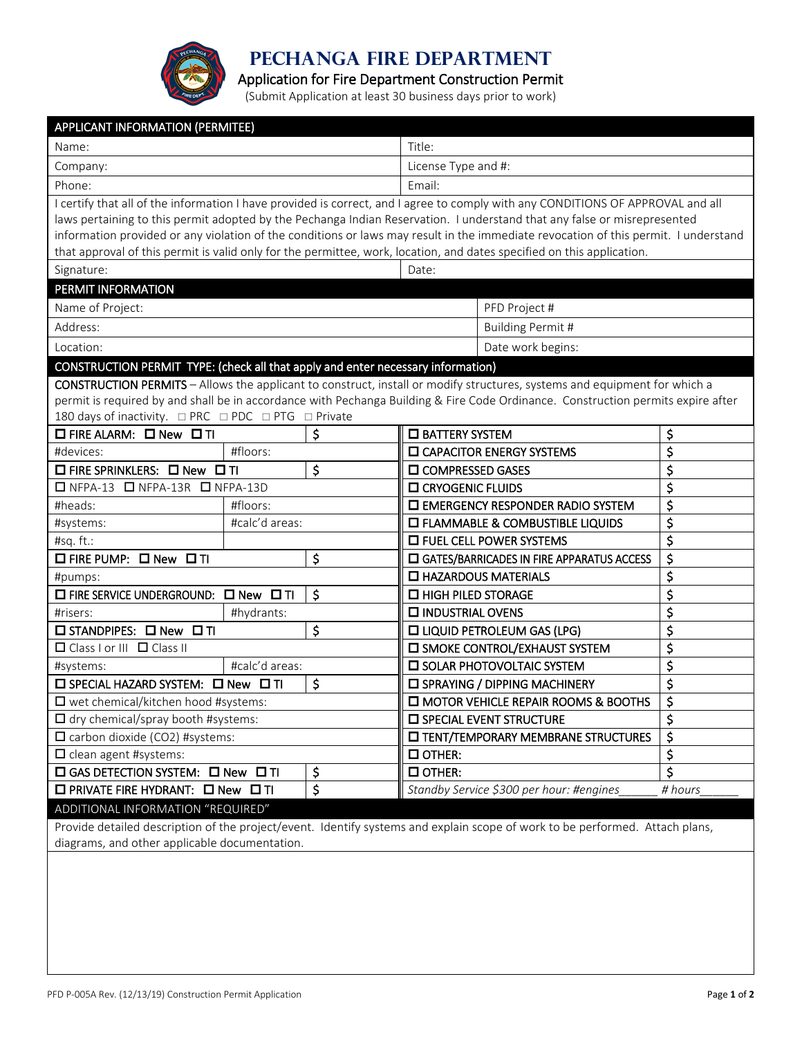# PECHANGA FIRE DEPARTMENT

## Application for Fire Department Construction Permit

(Submit Application at least 30 business days prior to work)

### APPLICANT INFORMATION (PERMITEE)

| | |
|---|---|
| Name: | Title: |
| Company: | License Type and #: |
| Phone: | Email: |

I certify that all of the information I have provided is correct, and I agree to comply with any CONDITIONS OF APPROVAL and all laws pertaining to this permit adopted by the Pechanga Indian Reservation. I understand that any false or misrepresented information provided or any violation of the conditions or laws may result in the immediate revocation of this permit. I understand that approval of this permit is valid only for the permittee, work, location, and dates specified on this application.

| | |
|---|---|
| Signature: | Date: |

### PERMIT INFORMATION

| | |
|---|---|
| Name of Project: | PFD Project # |
| Address: | Building Permit # |
| Location: | Date work begins: |

### CONSTRUCTION PERMIT TYPE: (check all that apply and enter necessary information)

**CONSTRUCTION PERMITS** – Allows the applicant to construct, install or modify structures, systems and equipment for which a permit is required by and shall be in accordance with Pechanga Building & Fire Code Ordinance. Construction permits expire after 180 days of inactivity. ☐ PRC ☐ PDC ☐ PTG ☐ Private

| | | | | |
|---|---|---|---|---|
| ☐ FIRE ALARM: ☐ New ☐ TI | | $ | ☐ BATTERY SYSTEM | $ |
| #devices: | #floors: | | ☐ CAPACITOR ENERGY SYSTEMS | $ |
| ☐ FIRE SPRINKLERS: ☐ New ☐ TI | | $ | ☐ COMPRESSED GASES | $ |
| ☐ NFPA-13 ☐ NFPA-13R ☐ NFPA-13D | | | ☐ CRYOGENIC FLUIDS | $ |
| #heads: | #floors: | | ☐ EMERGENCY RESPONDER RADIO SYSTEM | $ |
| #systems: | #calc'd areas: | | ☐ FLAMMABLE & COMBUSTIBLE LIQUIDS | $ |
| #sq. ft.: | | | ☐ FUEL CELL POWER SYSTEMS | $ |
| ☐ FIRE PUMP: ☐ New ☐ TI | | $ | ☐ GATES/BARRICADES IN FIRE APPARATUS ACCESS | $ |
| #pumps: | | | ☐ HAZARDOUS MATERIALS | $ |
| ☐ FIRE SERVICE UNDERGROUND: ☐ New ☐ TI | | $ | ☐ HIGH PILED STORAGE | $ |
| #risers: | #hydrants: | | ☐ INDUSTRIAL OVENS | $ |
| ☐ STANDPIPES: ☐ New ☐ TI | | $ | ☐ LIQUID PETROLEUM GAS (LPG) | $ |
| ☐ Class I or III ☐ Class II | | | ☐ SMOKE CONTROL/EXHAUST SYSTEM | $ |
| #systems: | #calc'd areas: | | ☐ SOLAR PHOTOVOLTAIC SYSTEM | $ |
| ☐ SPECIAL HAZARD SYSTEM: ☐ New ☐ TI | | $ | ☐ SPRAYING / DIPPING MACHINERY | $ |
| ☐ wet chemical/kitchen hood #systems: | | | ☐ MOTOR VEHICLE REPAIR ROOMS & BOOTHS | $ |
| ☐ dry chemical/spray booth #systems: | | | ☐ SPECIAL EVENT STRUCTURE | $ |
| ☐ carbon dioxide (CO2) #systems: | | | ☐ TENT/TEMPORARY MEMBRANE STRUCTURES | $ |
| ☐ clean agent #systems: | | | ☐ OTHER: | $ |
| ☐ GAS DETECTION SYSTEM: ☐ New ☐ TI | | $ | ☐ OTHER: | $ |
| ☐ PRIVATE FIRE HYDRANT: ☐ New ☐ TI | | $ | *Standby Service $300 per hour: #engines______* | *# hours______* |

### ADDITIONAL INFORMATION "REQUIRED"

Provide detailed description of the project/event. Identify systems and explain scope of work to be performed. Attach plans, diagrams, and other applicable documentation.

PFD P-005A Rev. (12/13/19) Construction Permit Application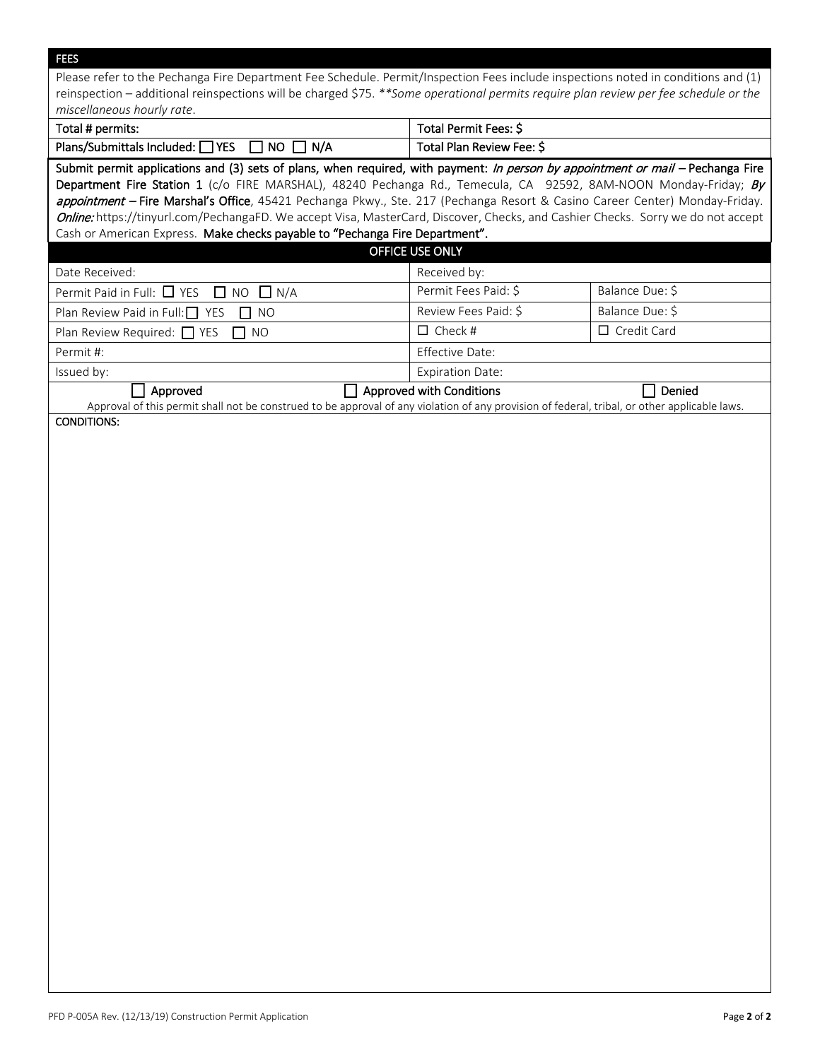## FEES

Please refer to the Pechanga Fire Department Fee Schedule. Permit/Inspection Fees include inspections noted in conditions and (1) reinspection – additional reinspections will be charged $75. ***Some operational permits require plan review per fee schedule or the miscellaneous hourly rate*.

| | |
|---|---|
| Total # permits: | Total Permit Fees: $ |
| Plans/Submittals Included: ☐ YES ☐ NO ☐ N/A | Total Plan Review Fee: $ |

**Submit permit applications and (3) sets of plans, when required, with payment:** ***In person by appointment or mail*** **– Pechanga Fire Department Fire Station 1** (c/o FIRE MARSHAL), 48240 Pechanga Rd., Temecula, CA 92592, 8AM-NOON Monday-Friday; ***By appointment*** **– Fire Marshal's Office**, 45421 Pechanga Pkwy., Ste. 217 (Pechanga Resort & Casino Career Center) Monday-Friday. ***Online:*** https://tinyurl.com/PechangaFD. We accept Visa, MasterCard, Discover, Checks, and Cashier Checks. Sorry we do not accept Cash or American Express. **Make checks payable to "Pechanga Fire Department".**

## OFFICE USE ONLY

| | | |
|---|---|---|
| Date Received: | Received by: | |
| Permit Paid in Full: ☐ YES ☐ NO ☐ N/A | Permit Fees Paid: $ | Balance Due: $ |
| Plan Review Paid in Full: ☐ YES ☐ NO | Review Fees Paid: $ | Balance Due: $ |
| Plan Review Required: ☐ YES ☐ NO | ☐ Check # | ☐ Credit Card |
| Permit #: | Effective Date: | |
| Issued by: | Expiration Date: | |

☐ Approved ☐ Approved with Conditions ☐ Denied

Approval of this permit shall not be construed to be approval of any violation of any provision of federal, tribal, or other applicable laws.

**CONDITIONS:**